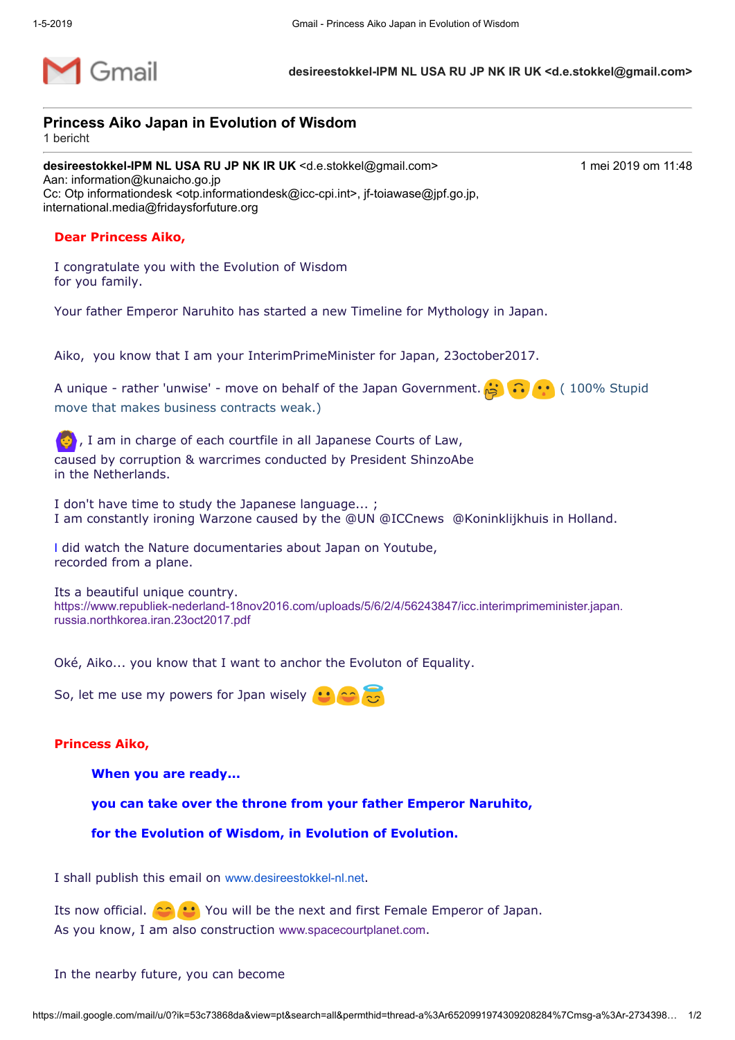desireestokkel-IPM NL USA RU JP NK IR UK <d.e.stokkel@gmail.com>

## Princess Aiko Japan in Evolution of Wisdom

1 bericht

**desireestokkel-IPM NL USA RU JP NK IR UK** <d.e.stokkel@gmail.com> 1 mei 2019 om 11:48
Aan: information@kunaicho.go.jp
Cc: Otp informationdesk <otp.informationdesk@icc-cpi.int>, jf-toiawase@jpf.go.jp, international.media@fridaysforfuture.org

**Dear Princess Aiko,**

I congratulate you with the Evolution of Wisdom
for you family.

Your father Emperor Naruhito has started a new Timeline for Mythology in Japan.

Aiko, you know that I am your InterimPrimeMinister for Japan, 23october2017.

A unique - rather 'unwise' - move on behalf of the Japan Government. 🤔🙃😮 ( 100% Stupid move that makes business contracts weak.)

🙆, I am in charge of each courtfile in all Japanese Courts of Law,
caused by corruption & warcrimes conducted by President ShinzoAbe
in the Netherlands.

I don't have time to study the Japanese language... ;
I am constantly ironing Warzone caused by the @UN @ICCnews @Koninklijkhuis in Holland.

I did watch the Nature documentaries about Japan on Youtube,
recorded from a plane.

Its a beautiful unique country.
https://www.republiek-nederland-18nov2016.com/uploads/5/6/2/4/56243847/icc.interimprimeminister.japan.russia.northkorea.iran.23oct2017.pdf

Oké, Aiko... you know that I want to anchor the Evoluton of Equality.

So, let me use my powers for Jpan wisely 😃😊😇

**Princess Aiko,**

> **When you are ready...**
>
> **you can take over the throne from your father Emperor Naruhito,**
>
> **for the Evolution of Wisdom, in Evolution of Evolution.**

I shall publish this email on www.desireestokkel-nl.net.

Its now official. 😊😃 You will be the next and first Female Emperor of Japan.
As you know, I am also construction www.spacecourtplanet.com.

In the nearby future, you can become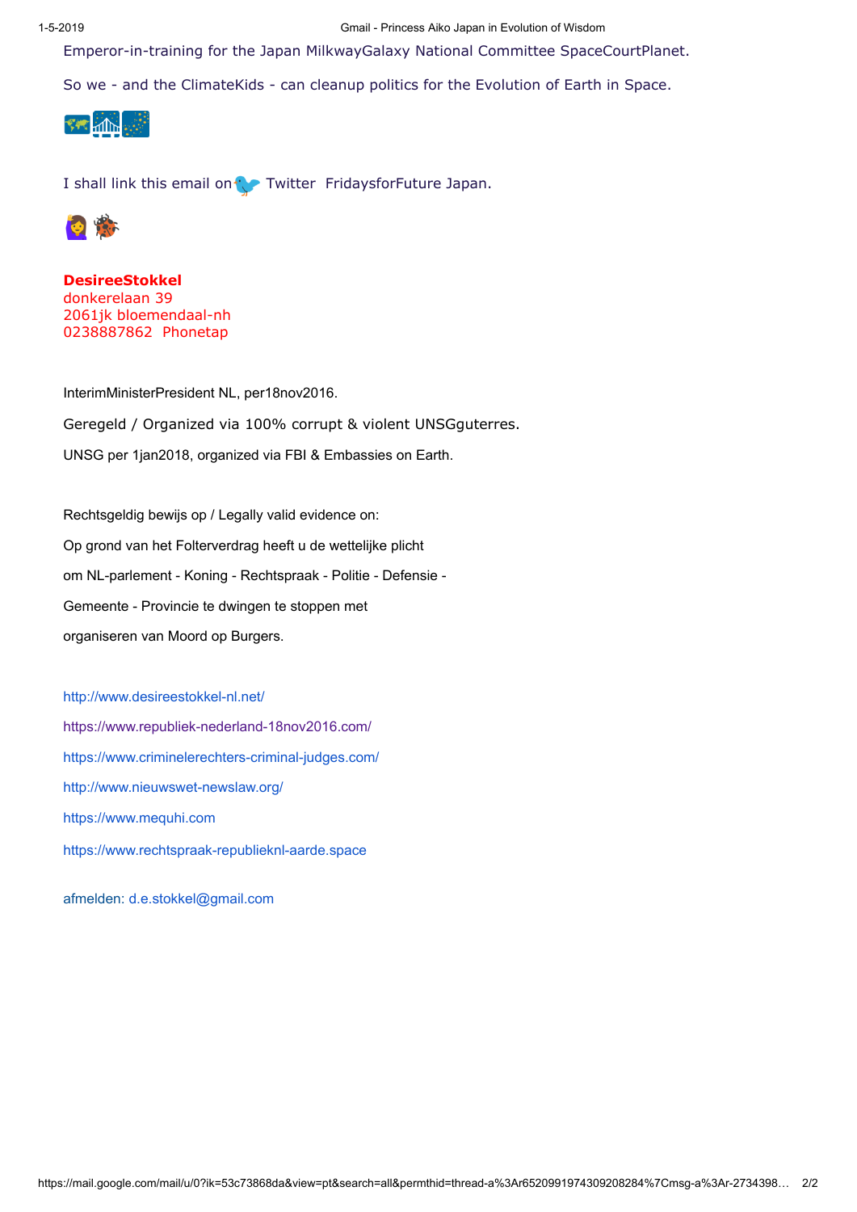Emperor-in-training for the Japan MilkwayGalaxy National Committee SpaceCourtPlanet.

So we - and the ClimateKids - can cleanup politics for the Evolution of Earth in Space.

I shall link this email on Twitter FridaysforFuture Japan.

**DesireeStokkel**
donkerelaan 39
2061jk bloemendaal-nh
0238887862 Phonetap

InterimMinisterPresident NL, per18nov2016.

Geregeld / Organized via 100% corrupt & violent UNSGguterres.

UNSG per 1jan2018, organized via FBI & Embassies on Earth.

Rechtsgeldig bewijs op / Legally valid evidence on:

Op grond van het Folterverdrag heeft u de wettelijke plicht

om NL-parlement - Koning - Rechtspraak - Politie - Defensie -

Gemeente - Provincie te dwingen te stoppen met

organiseren van Moord op Burgers.

http://www.desireestokkel-nl.net/

https://www.republiek-nederland-18nov2016.com/

https://www.criminelerechters-criminal-judges.com/

http://www.nieuwswet-newslaw.org/

https://www.mequhi.com

https://www.rechtspraak-republieknl-aarde.space

afmelden: d.e.stokkel@gmail.com